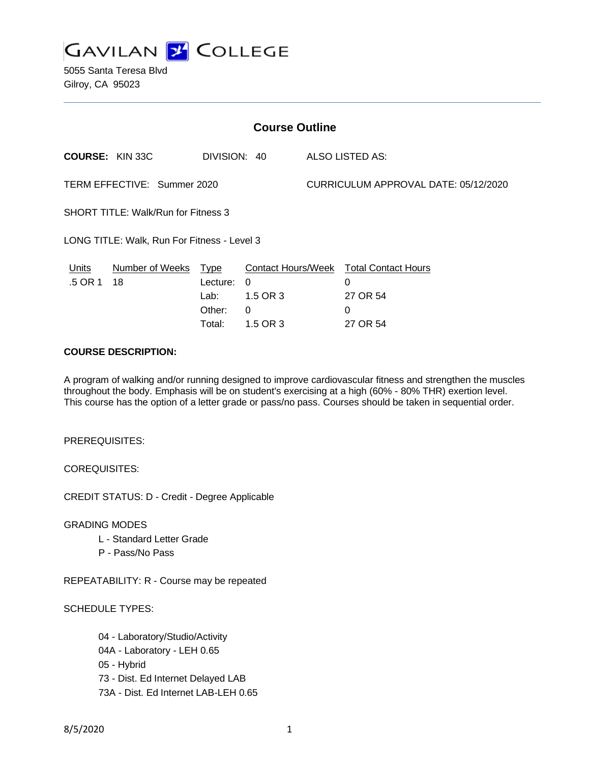# GAVILAN COLLEGE

5055 Santa Teresa Blvd
Gilroy, CA 95023

## Course Outline

**COURSE:** KIN 33C DIVISION: 40 ALSO LISTED AS:

TERM EFFECTIVE: Summer 2020 CURRICULUM APPROVAL DATE: 05/12/2020

SHORT TITLE: Walk/Run for Fitness 3

LONG TITLE: Walk, Run For Fitness - Level 3

| Units | Number of Weeks | Type | Contact Hours/Week | Total Contact Hours |
|---|---|---|---|---|
| .5 OR 1 | 18 | Lecture: | 0 | 0 |
| | | Lab: | 1.5 OR 3 | 27 OR 54 |
| | | Other: | 0 | 0 |
| | | Total: | 1.5 OR 3 | 27 OR 54 |

**COURSE DESCRIPTION:**

A program of walking and/or running designed to improve cardiovascular fitness and strengthen the muscles throughout the body. Emphasis will be on student's exercising at a high (60% - 80% THR) exertion level. This course has the option of a letter grade or pass/no pass. Courses should be taken in sequential order.

PREREQUISITES:

COREQUISITES:

CREDIT STATUS: D - Credit - Degree Applicable

GRADING MODES

- L - Standard Letter Grade
- P - Pass/No Pass

REPEATABILITY: R - Course may be repeated

SCHEDULE TYPES:

- 04 - Laboratory/Studio/Activity
- 04A - Laboratory - LEH 0.65
- 05 - Hybrid
- 73 - Dist. Ed Internet Delayed LAB
- 73A - Dist. Ed Internet LAB-LEH 0.65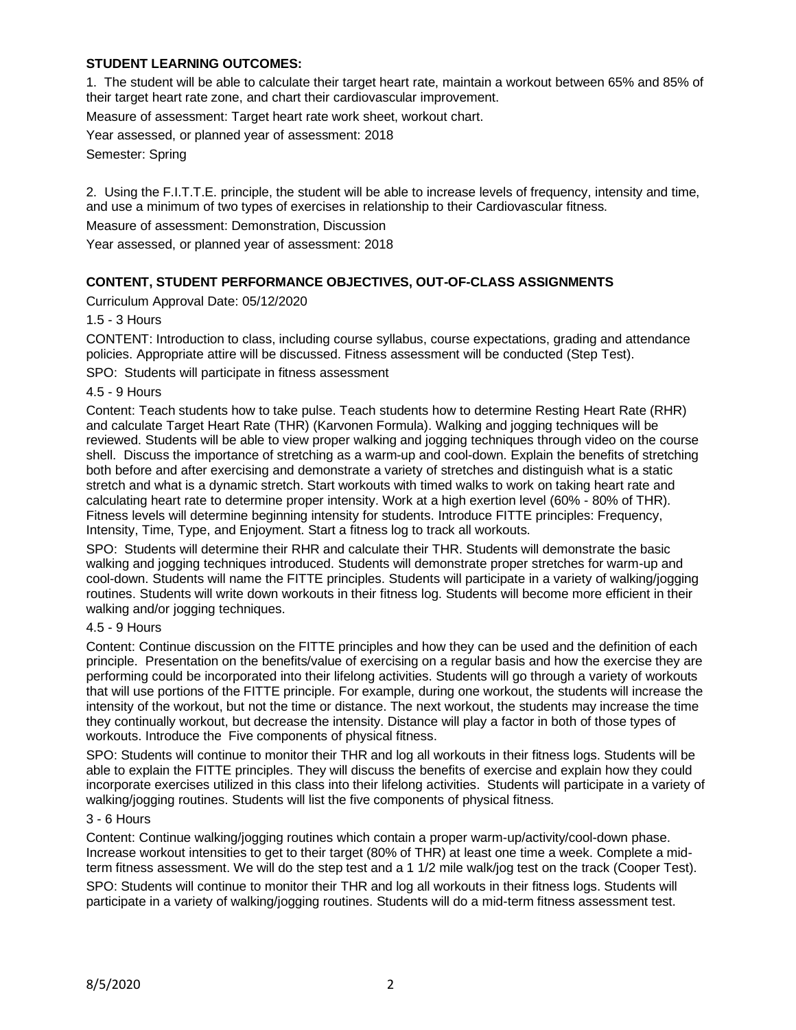**STUDENT LEARNING OUTCOMES:**

1. The student will be able to calculate their target heart rate, maintain a workout between 65% and 85% of their target heart rate zone, and chart their cardiovascular improvement.

Measure of assessment: Target heart rate work sheet, workout chart.

Year assessed, or planned year of assessment: 2018

Semester: Spring

2. Using the F.I.T.T.E. principle, the student will be able to increase levels of frequency, intensity and time, and use a minimum of two types of exercises in relationship to their Cardiovascular fitness.

Measure of assessment: Demonstration, Discussion

Year assessed, or planned year of assessment: 2018

**CONTENT, STUDENT PERFORMANCE OBJECTIVES, OUT-OF-CLASS ASSIGNMENTS**

Curriculum Approval Date: 05/12/2020

1.5 - 3 Hours

CONTENT: Introduction to class, including course syllabus, course expectations, grading and attendance policies. Appropriate attire will be discussed. Fitness assessment will be conducted (Step Test).

SPO: Students will participate in fitness assessment

4.5 - 9 Hours

Content: Teach students how to take pulse. Teach students how to determine Resting Heart Rate (RHR) and calculate Target Heart Rate (THR) (Karvonen Formula). Walking and jogging techniques will be reviewed. Students will be able to view proper walking and jogging techniques through video on the course shell. Discuss the importance of stretching as a warm-up and cool-down. Explain the benefits of stretching both before and after exercising and demonstrate a variety of stretches and distinguish what is a static stretch and what is a dynamic stretch. Start workouts with timed walks to work on taking heart rate and calculating heart rate to determine proper intensity. Work at a high exertion level (60% - 80% of THR). Fitness levels will determine beginning intensity for students. Introduce FITTE principles: Frequency, Intensity, Time, Type, and Enjoyment. Start a fitness log to track all workouts.

SPO: Students will determine their RHR and calculate their THR. Students will demonstrate the basic walking and jogging techniques introduced. Students will demonstrate proper stretches for warm-up and cool-down. Students will name the FITTE principles. Students will participate in a variety of walking/jogging routines. Students will write down workouts in their fitness log. Students will become more efficient in their walking and/or jogging techniques.

4.5 - 9 Hours

Content: Continue discussion on the FITTE principles and how they can be used and the definition of each principle. Presentation on the benefits/value of exercising on a regular basis and how the exercise they are performing could be incorporated into their lifelong activities. Students will go through a variety of workouts that will use portions of the FITTE principle. For example, during one workout, the students will increase the intensity of the workout, but not the time or distance. The next workout, the students may increase the time they continually workout, but decrease the intensity. Distance will play a factor in both of those types of workouts. Introduce the Five components of physical fitness.

SPO: Students will continue to monitor their THR and log all workouts in their fitness logs. Students will be able to explain the FITTE principles. They will discuss the benefits of exercise and explain how they could incorporate exercises utilized in this class into their lifelong activities. Students will participate in a variety of walking/jogging routines. Students will list the five components of physical fitness.

3 - 6 Hours

Content: Continue walking/jogging routines which contain a proper warm-up/activity/cool-down phase. Increase workout intensities to get to their target (80% of THR) at least one time a week. Complete a mid-term fitness assessment. We will do the step test and a 1 1/2 mile walk/jog test on the track (Cooper Test).

SPO: Students will continue to monitor their THR and log all workouts in their fitness logs. Students will participate in a variety of walking/jogging routines. Students will do a mid-term fitness assessment test.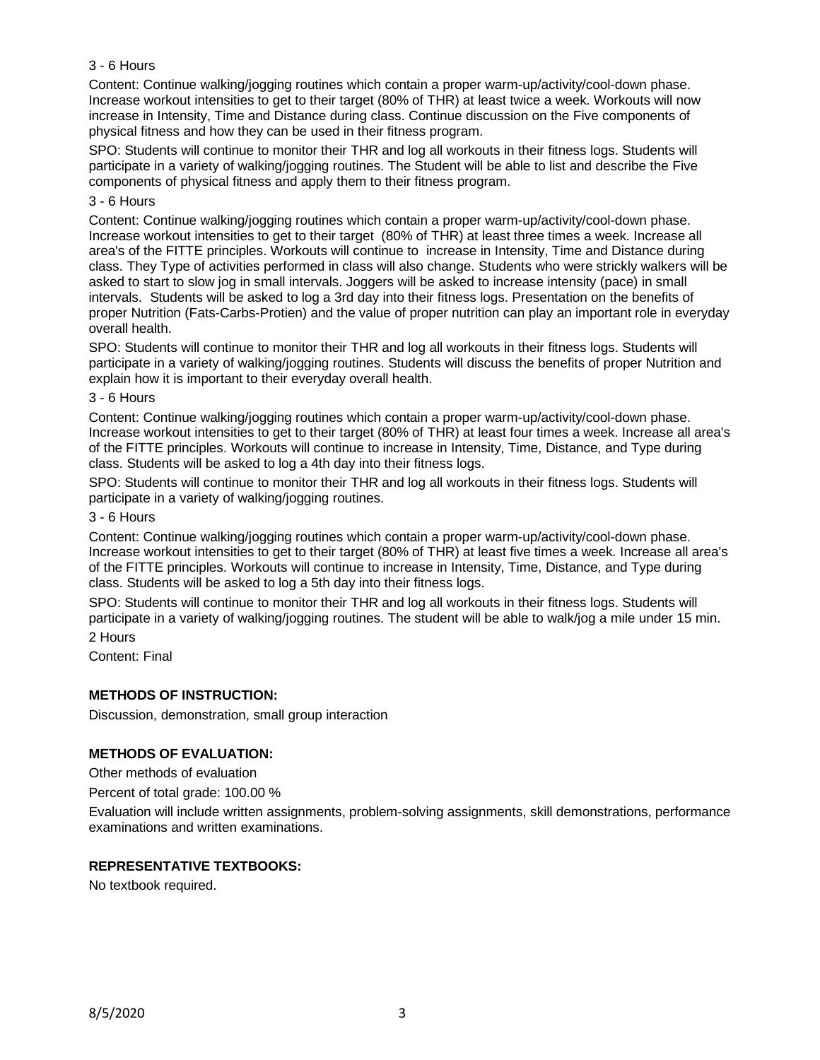3 - 6 Hours

Content: Continue walking/jogging routines which contain a proper warm-up/activity/cool-down phase. Increase workout intensities to get to their target (80% of THR) at least twice a week. Workouts will now increase in Intensity, Time and Distance during class. Continue discussion on the Five components of physical fitness and how they can be used in their fitness program.

SPO: Students will continue to monitor their THR and log all workouts in their fitness logs. Students will participate in a variety of walking/jogging routines. The Student will be able to list and describe the Five components of physical fitness and apply them to their fitness program.

3 - 6 Hours

Content: Continue walking/jogging routines which contain a proper warm-up/activity/cool-down phase. Increase workout intensities to get to their target (80% of THR) at least three times a week. Increase all area's of the FITTE principles. Workouts will continue to increase in Intensity, Time and Distance during class. They Type of activities performed in class will also change. Students who were strickly walkers will be asked to start to slow jog in small intervals. Joggers will be asked to increase intensity (pace) in small intervals. Students will be asked to log a 3rd day into their fitness logs. Presentation on the benefits of proper Nutrition (Fats-Carbs-Protien) and the value of proper nutrition can play an important role in everyday overall health.

SPO: Students will continue to monitor their THR and log all workouts in their fitness logs. Students will participate in a variety of walking/jogging routines. Students will discuss the benefits of proper Nutrition and explain how it is important to their everyday overall health.

3 - 6 Hours

Content: Continue walking/jogging routines which contain a proper warm-up/activity/cool-down phase. Increase workout intensities to get to their target (80% of THR) at least four times a week. Increase all area's of the FITTE principles. Workouts will continue to increase in Intensity, Time, Distance, and Type during class. Students will be asked to log a 4th day into their fitness logs.

SPO: Students will continue to monitor their THR and log all workouts in their fitness logs. Students will participate in a variety of walking/jogging routines.

3 - 6 Hours

Content: Continue walking/jogging routines which contain a proper warm-up/activity/cool-down phase. Increase workout intensities to get to their target (80% of THR) at least five times a week. Increase all area's of the FITTE principles. Workouts will continue to increase in Intensity, Time, Distance, and Type during class. Students will be asked to log a 5th day into their fitness logs.

SPO: Students will continue to monitor their THR and log all workouts in their fitness logs. Students will participate in a variety of walking/jogging routines. The student will be able to walk/jog a mile under 15 min.

2 Hours

Content: Final

## METHODS OF INSTRUCTION:

Discussion, demonstration, small group interaction

## METHODS OF EVALUATION:

Other methods of evaluation

Percent of total grade: 100.00 %

Evaluation will include written assignments, problem-solving assignments, skill demonstrations, performance examinations and written examinations.

## REPRESENTATIVE TEXTBOOKS:

No textbook required.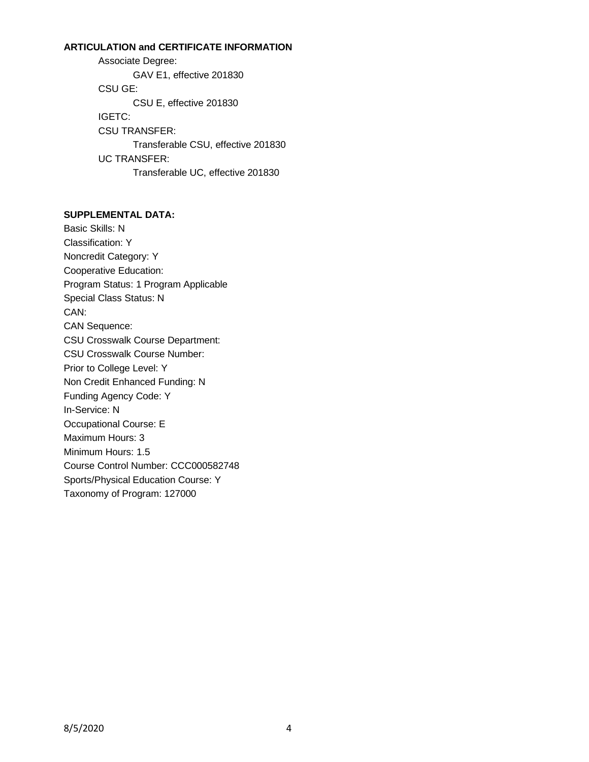**ARTICULATION and CERTIFICATE INFORMATION**

Associate Degree:

GAV E1, effective 201830

CSU GE:

CSU E, effective 201830

IGETC:

CSU TRANSFER:

Transferable CSU, effective 201830

UC TRANSFER:

Transferable UC, effective 201830

**SUPPLEMENTAL DATA:**

Basic Skills: N
Classification: Y
Noncredit Category: Y
Cooperative Education:
Program Status: 1 Program Applicable
Special Class Status: N
CAN:
CAN Sequence:
CSU Crosswalk Course Department:
CSU Crosswalk Course Number:
Prior to College Level: Y
Non Credit Enhanced Funding: N
Funding Agency Code: Y
In-Service: N
Occupational Course: E
Maximum Hours: 3
Minimum Hours: 1.5
Course Control Number: CCC000582748
Sports/Physical Education Course: Y
Taxonomy of Program: 127000